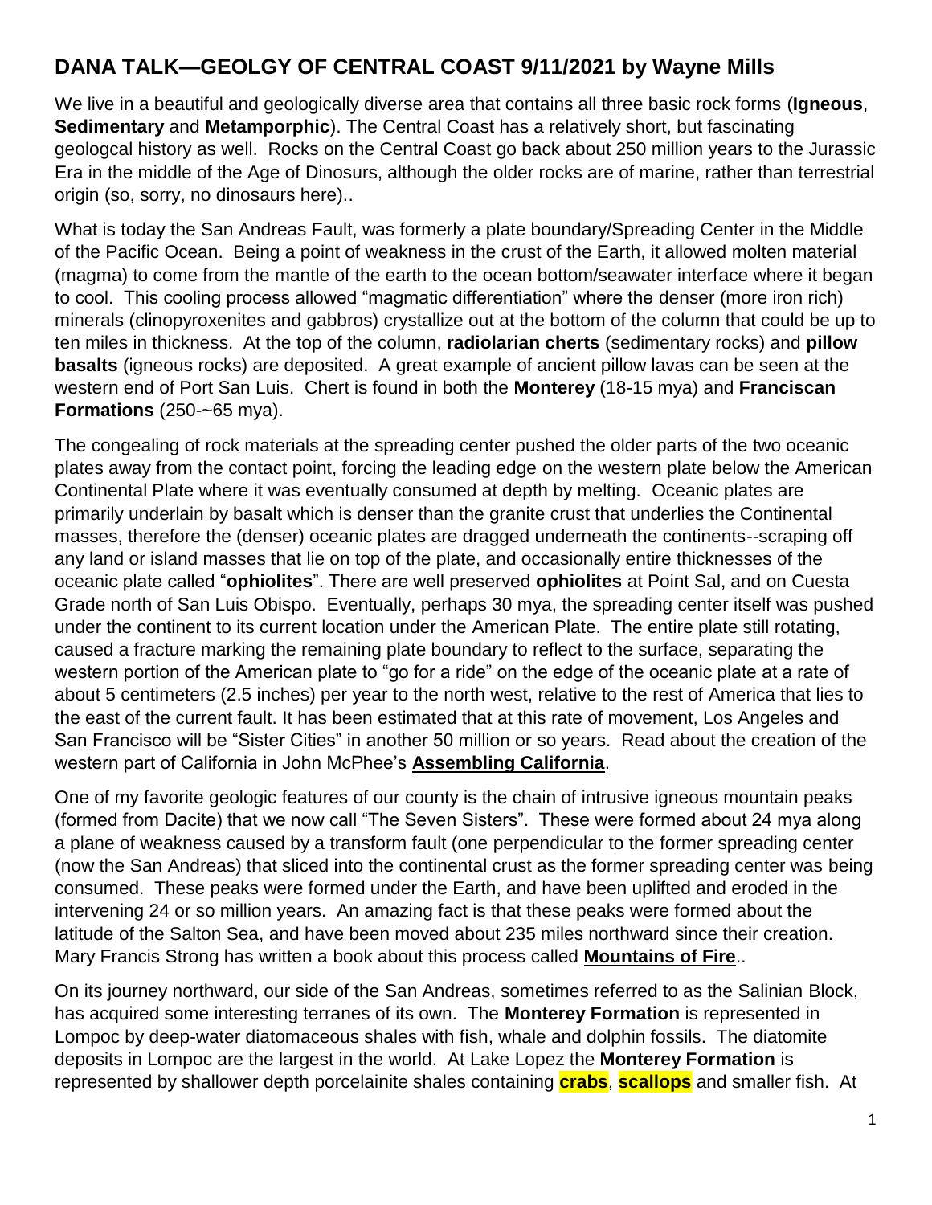# DANA TALK—GEOLGY OF CENTRAL COAST 9/11/2021 by Wayne Mills

We live in a beautiful and geologically diverse area that contains all three basic rock forms (**Igneous**, **Sedimentary** and **Metamporphic**). The Central Coast has a relatively short, but fascinating geologcal history as well. Rocks on the Central Coast go back about 250 million years to the Jurassic Era in the middle of the Age of Dinosurs, although the older rocks are of marine, rather than terrestrial origin (so, sorry, no dinosaurs here)..

What is today the San Andreas Fault, was formerly a plate boundary/Spreading Center in the Middle of the Pacific Ocean. Being a point of weakness in the crust of the Earth, it allowed molten material (magma) to come from the mantle of the earth to the ocean bottom/seawater interface where it began to cool. This cooling process allowed "magmatic differentiation" where the denser (more iron rich) minerals (clinopyroxenites and gabbros) crystallize out at the bottom of the column that could be up to ten miles in thickness. At the top of the column, **radiolarian cherts** (sedimentary rocks) and **pillow basalts** (igneous rocks) are deposited. A great example of ancient pillow lavas can be seen at the western end of Port San Luis. Chert is found in both the **Monterey** (18-15 mya) and **Franciscan Formations** (250-~65 mya).

The congealing of rock materials at the spreading center pushed the older parts of the two oceanic plates away from the contact point, forcing the leading edge on the western plate below the American Continental Plate where it was eventually consumed at depth by melting. Oceanic plates are primarily underlain by basalt which is denser than the granite crust that underlies the Continental masses, therefore the (denser) oceanic plates are dragged underneath the continents--scraping off any land or island masses that lie on top of the plate, and occasionally entire thicknesses of the oceanic plate called "**ophiolites**". There are well preserved **ophiolites** at Point Sal, and on Cuesta Grade north of San Luis Obispo. Eventually, perhaps 30 mya, the spreading center itself was pushed under the continent to its current location under the American Plate. The entire plate still rotating, caused a fracture marking the remaining plate boundary to reflect to the surface, separating the western portion of the American plate to "go for a ride" on the edge of the oceanic plate at a rate of about 5 centimeters (2.5 inches) per year to the north west, relative to the rest of America that lies to the east of the current fault. It has been estimated that at this rate of movement, Los Angeles and San Francisco will be "Sister Cities" in another 50 million or so years. Read about the creation of the western part of California in John McPhee's **Assembling California**.

One of my favorite geologic features of our county is the chain of intrusive igneous mountain peaks (formed from Dacite) that we now call "The Seven Sisters". These were formed about 24 mya along a plane of weakness caused by a transform fault (one perpendicular to the former spreading center (now the San Andreas) that sliced into the continental crust as the former spreading center was being consumed. These peaks were formed under the Earth, and have been uplifted and eroded in the intervening 24 or so million years. An amazing fact is that these peaks were formed about the latitude of the Salton Sea, and have been moved about 235 miles northward since their creation. Mary Francis Strong has written a book about this process called **Mountains of Fire**..

On its journey northward, our side of the San Andreas, sometimes referred to as the Salinian Block, has acquired some interesting terranes of its own. The **Monterey Formation** is represented in Lompoc by deep-water diatomaceous shales with fish, whale and dolphin fossils. The diatomite deposits in Lompoc are the largest in the world. At Lake Lopez the **Monterey Formation** is represented by shallower depth porcelainite shales containing **crabs**, **scallops** and smaller fish. At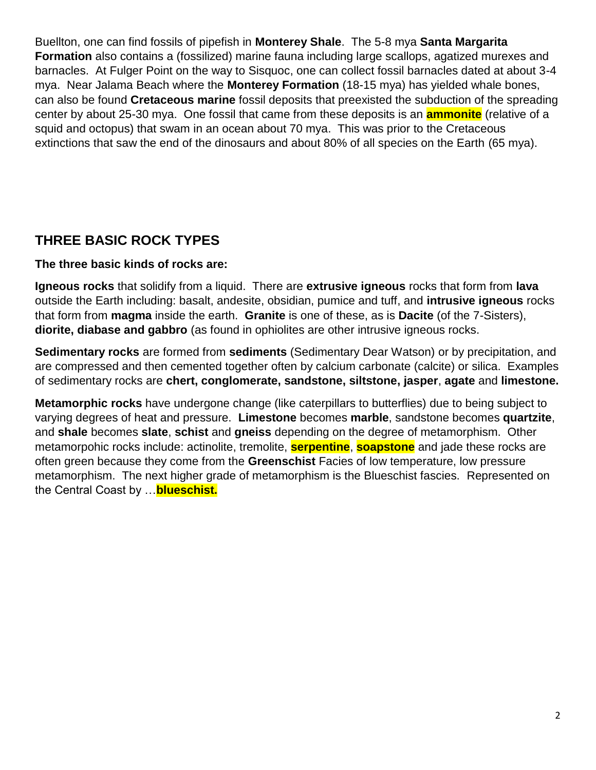Buellton, one can find fossils of pipefish in **Monterey Shale**. The 5-8 mya **Santa Margarita Formation** also contains a (fossilized) marine fauna including large scallops, agatized murexes and barnacles. At Fulger Point on the way to Sisquoc, one can collect fossil barnacles dated at about 3-4 mya. Near Jalama Beach where the **Monterey Formation** (18-15 mya) has yielded whale bones, can also be found **Cretaceous marine** fossil deposits that preexisted the subduction of the spreading center by about 25-30 mya. One fossil that came from these deposits is an **ammonite** (relative of a squid and octopus) that swam in an ocean about 70 mya. This was prior to the Cretaceous extinctions that saw the end of the dinosaurs and about 80% of all species on the Earth (65 mya).

## THREE BASIC ROCK TYPES

**The three basic kinds of rocks are:**

**Igneous rocks** that solidify from a liquid. There are **extrusive igneous** rocks that form from **lava** outside the Earth including: basalt, andesite, obsidian, pumice and tuff, and **intrusive igneous** rocks that form from **magma** inside the earth. **Granite** is one of these, as is **Dacite** (of the 7-Sisters), **diorite, diabase and gabbro** (as found in ophiolites are other intrusive igneous rocks.

**Sedimentary rocks** are formed from **sediments** (Sedimentary Dear Watson) or by precipitation, and are compressed and then cemented together often by calcium carbonate (calcite) or silica. Examples of sedimentary rocks are **chert, conglomerate, sandstone, siltstone, jasper**, **agate** and **limestone.**

**Metamorphic rocks** have undergone change (like caterpillars to butterflies) due to being subject to varying degrees of heat and pressure. **Limestone** becomes **marble**, sandstone becomes **quartzite**, and **shale** becomes **slate**, **schist** and **gneiss** depending on the degree of metamorphism. Other metamorpohic rocks include: actinolite, tremolite, **serpentine**, **soapstone** and jade these rocks are often green because they come from the **Greenschist** Facies of low temperature, low pressure metamorphism. The next higher grade of metamorphism is the Blueschist fascies. Represented on the Central Coast by …**blueschist.**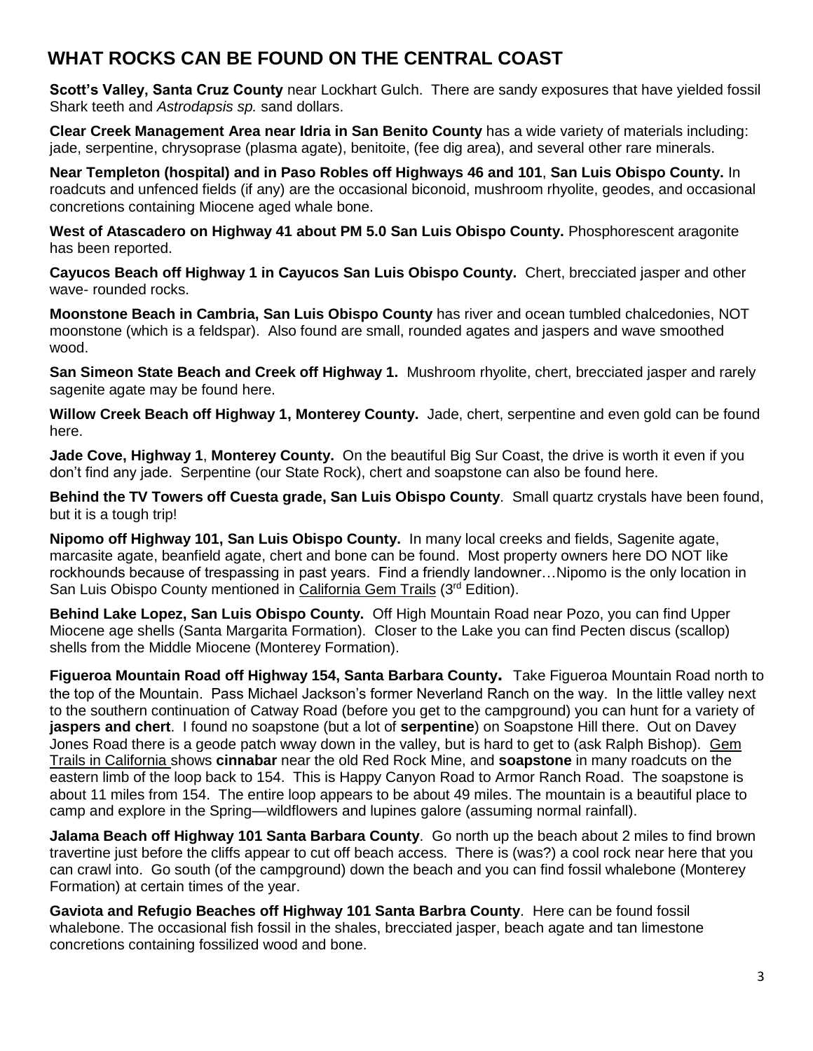# WHAT ROCKS CAN BE FOUND ON THE CENTRAL COAST

**Scott's Valley, Santa Cruz County** near Lockhart Gulch. There are sandy exposures that have yielded fossil Shark teeth and *Astrodapsis sp.* sand dollars.

**Clear Creek Management Area near Idria in San Benito County** has a wide variety of materials including: jade, serpentine, chrysoprase (plasma agate), benitoite, (fee dig area), and several other rare minerals.

**Near Templeton (hospital) and in Paso Robles off Highways 46 and 101**, **San Luis Obispo County.** In roadcuts and unfenced fields (if any) are the occasional biconoid, mushroom rhyolite, geodes, and occasional concretions containing Miocene aged whale bone.

**West of Atascadero on Highway 41 about PM 5.0 San Luis Obispo County.** Phosphorescent aragonite has been reported.

**Cayucos Beach off Highway 1 in Cayucos San Luis Obispo County.** Chert, brecciated jasper and other wave- rounded rocks.

**Moonstone Beach in Cambria, San Luis Obispo County** has river and ocean tumbled chalcedonies, NOT moonstone (which is a feldspar). Also found are small, rounded agates and jaspers and wave smoothed wood.

**San Simeon State Beach and Creek off Highway 1.** Mushroom rhyolite, chert, brecciated jasper and rarely sagenite agate may be found here.

**Willow Creek Beach off Highway 1, Monterey County.** Jade, chert, serpentine and even gold can be found here.

**Jade Cove, Highway 1**, **Monterey County.** On the beautiful Big Sur Coast, the drive is worth it even if you don't find any jade. Serpentine (our State Rock), chert and soapstone can also be found here.

**Behind the TV Towers off Cuesta grade, San Luis Obispo County**. Small quartz crystals have been found, but it is a tough trip!

**Nipomo off Highway 101, San Luis Obispo County.** In many local creeks and fields, Sagenite agate, marcasite agate, beanfield agate, chert and bone can be found. Most property owners here DO NOT like rockhounds because of trespassing in past years. Find a friendly landowner…Nipomo is the only location in San Luis Obispo County mentioned in California Gem Trails (3rd Edition).

**Behind Lake Lopez, San Luis Obispo County.** Off High Mountain Road near Pozo, you can find Upper Miocene age shells (Santa Margarita Formation). Closer to the Lake you can find Pecten discus (scallop) shells from the Middle Miocene (Monterey Formation).

**Figueroa Mountain Road off Highway 154, Santa Barbara County.** Take Figueroa Mountain Road north to the top of the Mountain. Pass Michael Jackson's former Neverland Ranch on the way. In the little valley next to the southern continuation of Catway Road (before you get to the campground) you can hunt for a variety of **jaspers and chert**. I found no soapstone (but a lot of **serpentine**) on Soapstone Hill there. Out on Davey Jones Road there is a geode patch wway down in the valley, but is hard to get to (ask Ralph Bishop). Gem Trails in California shows **cinnabar** near the old Red Rock Mine, and **soapstone** in many roadcuts on the eastern limb of the loop back to 154. This is Happy Canyon Road to Armor Ranch Road. The soapstone is about 11 miles from 154. The entire loop appears to be about 49 miles. The mountain is a beautiful place to camp and explore in the Spring—wildflowers and lupines galore (assuming normal rainfall).

**Jalama Beach off Highway 101 Santa Barbara County**. Go north up the beach about 2 miles to find brown travertine just before the cliffs appear to cut off beach access. There is (was?) a cool rock near here that you can crawl into. Go south (of the campground) down the beach and you can find fossil whalebone (Monterey Formation) at certain times of the year.

**Gaviota and Refugio Beaches off Highway 101 Santa Barbra County**. Here can be found fossil whalebone. The occasional fish fossil in the shales, brecciated jasper, beach agate and tan limestone concretions containing fossilized wood and bone.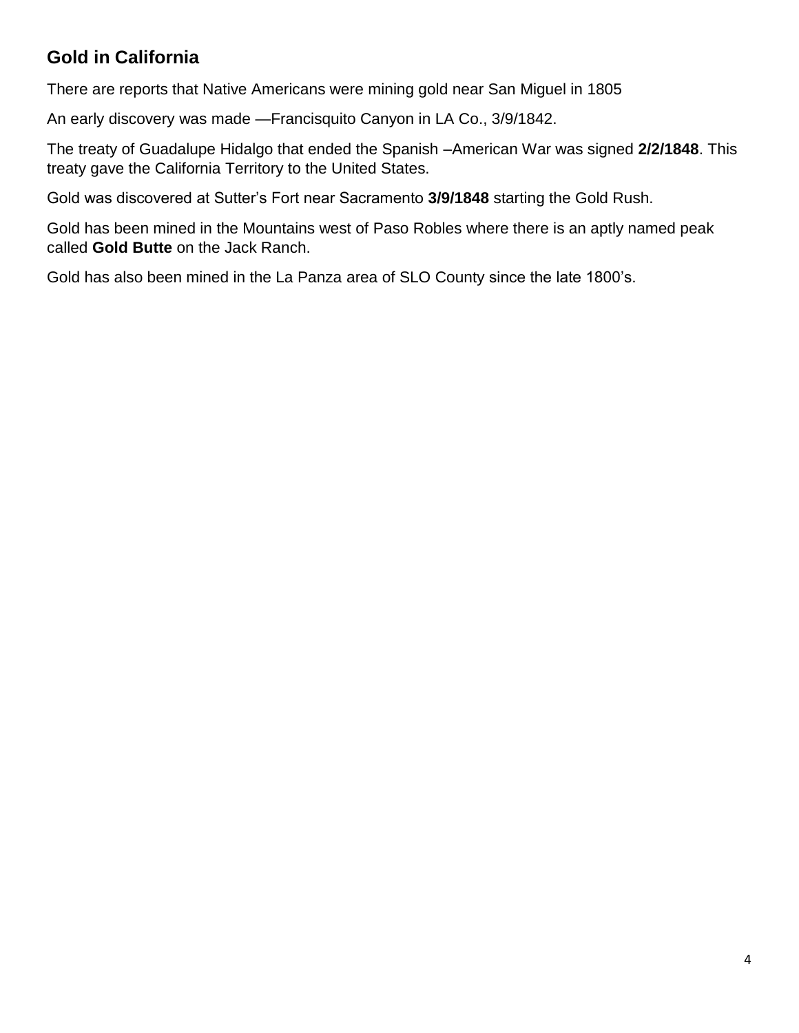## Gold in California

There are reports that Native Americans were mining gold near San Miguel in 1805

An early discovery was made —Francisquito Canyon in LA Co., 3/9/1842.

The treaty of Guadalupe Hidalgo that ended the Spanish –American War was signed **2/2/1848**. This treaty gave the California Territory to the United States.

Gold was discovered at Sutter's Fort near Sacramento **3/9/1848** starting the Gold Rush.

Gold has been mined in the Mountains west of Paso Robles where there is an aptly named peak called **Gold Butte** on the Jack Ranch.

Gold has also been mined in the La Panza area of SLO County since the late 1800's.